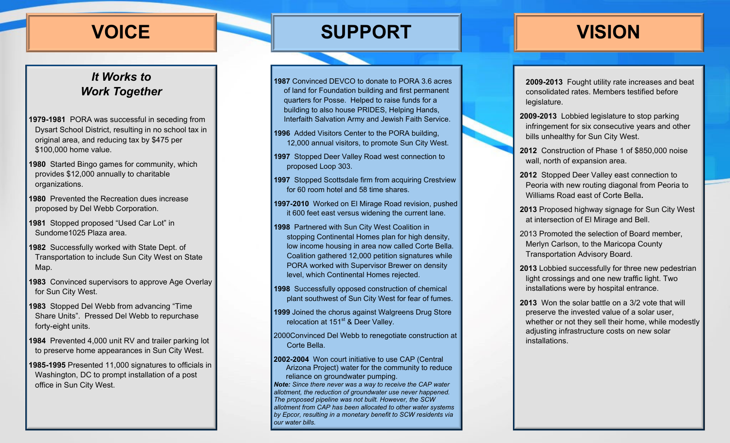## VOICE

### *It Works to Work Together*

**1979-1981** PORA was successful in seceding from Dysart School District, resulting in no school tax in original area, and reducing tax by $475 per $100,000 home value.

**1980** Started Bingo games for community, which provides $12,000 annually to charitable organizations.

**1980** Prevented the Recreation dues increase proposed by Del Webb Corporation.

**1981** Stopped proposed "Used Car Lot" in Sundome1025 Plaza area.

**1982** Successfully worked with State Dept. of Transportation to include Sun City West on State Map.

**1983** Convinced supervisors to approve Age Overlay for Sun City West.

**1983** Stopped Del Webb from advancing "Time Share Units". Pressed Del Webb to repurchase forty-eight units.

**1984** Prevented 4,000 unit RV and trailer parking lot to preserve home appearances in Sun City West.

**1985-1995** Presented 11,000 signatures to officials in Washington, DC to prompt installation of a post office in Sun City West.

## SUPPORT

**1987** Convinced DEVCO to donate to PORA 3.6 acres of land for Foundation building and first permanent quarters for Posse. Helped to raise funds for a building to also house PRIDES, Helping Hands, Interfaith Salvation Army and Jewish Faith Service.

**1996** Added Visitors Center to the PORA building, 12,000 annual visitors, to promote Sun City West.

**1997** Stopped Deer Valley Road west connection to proposed Loop 303.

**1997** Stopped Scottsdale firm from acquiring Crestview for 60 room hotel and 58 time shares.

**1997-2010** Worked on El Mirage Road revision, pushed it 600 feet east versus widening the current lane.

**1998** Partnered with Sun City West Coalition in stopping Continental Homes plan for high density, low income housing in area now called Corte Bella. Coalition gathered 12,000 petition signatures while PORA worked with Supervisor Brewer on density level, which Continental Homes rejected.

**1998** Successfully opposed construction of chemical plant southwest of Sun City West for fear of fumes.

**1999** Joined the chorus against Walgreens Drug Store relocation at 151st & Deer Valley.

2000Convinced Del Webb to renegotiate construction at Corte Bella.

**2002-2004** Won court initiative to use CAP (Central Arizona Project) water for the community to reduce reliance on groundwater pumping.

***Note:*** *Since there never was a way to receive the CAP water allotment, the reduction of groundwater use never happened. The proposed pipeline was not built. However, the SCW allotment from CAP has been allocated to other water systems by Epcor, resulting in a monetary benefit to SCW residents via our water bills.*

## VISION

**2009-2013** Fought utility rate increases and beat consolidated rates. Members testified before legislature.

**2009-2013** Lobbied legislature to stop parking infringement for six consecutive years and other bills unhealthy for Sun City West.

**2012** Construction of Phase 1 of $850,000 noise wall, north of expansion area.

**2012** Stopped Deer Valley east connection to Peoria with new routing diagonal from Peoria to Williams Road east of Corte Bella.

**2013** Proposed highway signage for Sun City West at intersection of El Mirage and Bell.

2013 Promoted the selection of Board member, Merlyn Carlson, to the Maricopa County Transportation Advisory Board.

**2013** Lobbied successfully for three new pedestrian light crossings and one new traffic light. Two installations were by hospital entrance.

**2013** Won the solar battle on a 3/2 vote that will preserve the invested value of a solar user, whether or not they sell their home, while modestly adjusting infrastructure costs on new solar installations.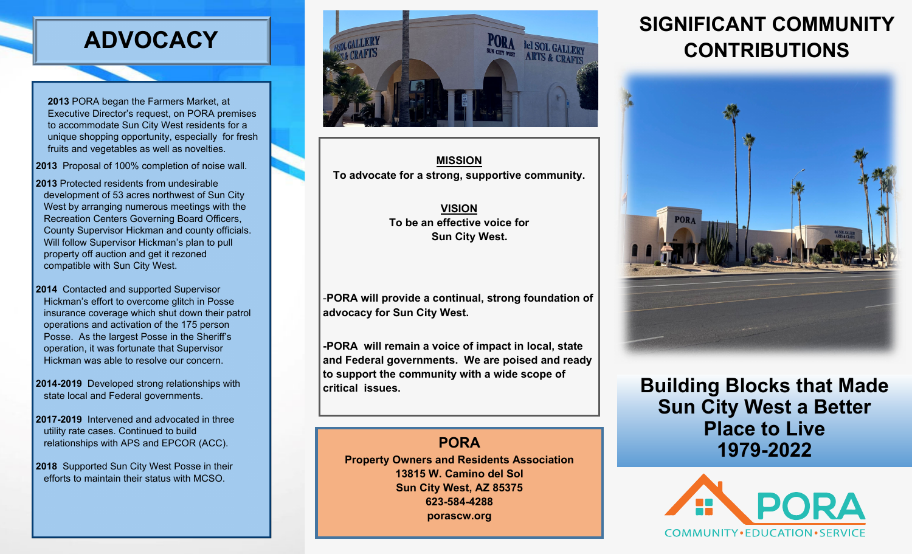# ADVOCACY

**2013** PORA began the Farmers Market, at Executive Director's request, on PORA premises to accommodate Sun City West residents for a unique shopping opportunity, especially for fresh fruits and vegetables as well as novelties.

**2013** Proposal of 100% completion of noise wall.

**2013** Protected residents from undesirable development of 53 acres northwest of Sun City West by arranging numerous meetings with the Recreation Centers Governing Board Officers, County Supervisor Hickman and county officials. Will follow Supervisor Hickman's plan to pull property off auction and get it rezoned compatible with Sun City West.

**2014** Contacted and supported Supervisor Hickman's effort to overcome glitch in Posse insurance coverage which shut down their patrol operations and activation of the 175 person Posse. As the largest Posse in the Sheriff's operation, it was fortunate that Supervisor Hickman was able to resolve our concern.

**2014-2019** Developed strong relationships with state local and Federal governments.

**2017-2019** Intervened and advocated in three utility rate cases. Continued to build relationships with APS and EPCOR (ACC).

**2018** Supported Sun City West Posse in their efforts to maintain their status with MCSO.

**MISSION**

**To advocate for a strong, supportive community.**

**VISION**

**To be an effective voice for Sun City West.**

**-PORA will provide a continual, strong foundation of advocacy for Sun City West.**

**-PORA will remain a voice of impact in local, state and Federal governments. We are poised and ready to support the community with a wide scope of critical issues.**

## PORA

**Property Owners and Residents Association**
**13815 W. Camino del Sol**
**Sun City West, AZ 85375**
**623-584-4288**
**porascw.org**

# SIGNIFICANT COMMUNITY CONTRIBUTIONS

## Building Blocks that Made Sun City West a Better Place to Live 1979-2022

PORA
COMMUNITY • EDUCATION • SERVICE